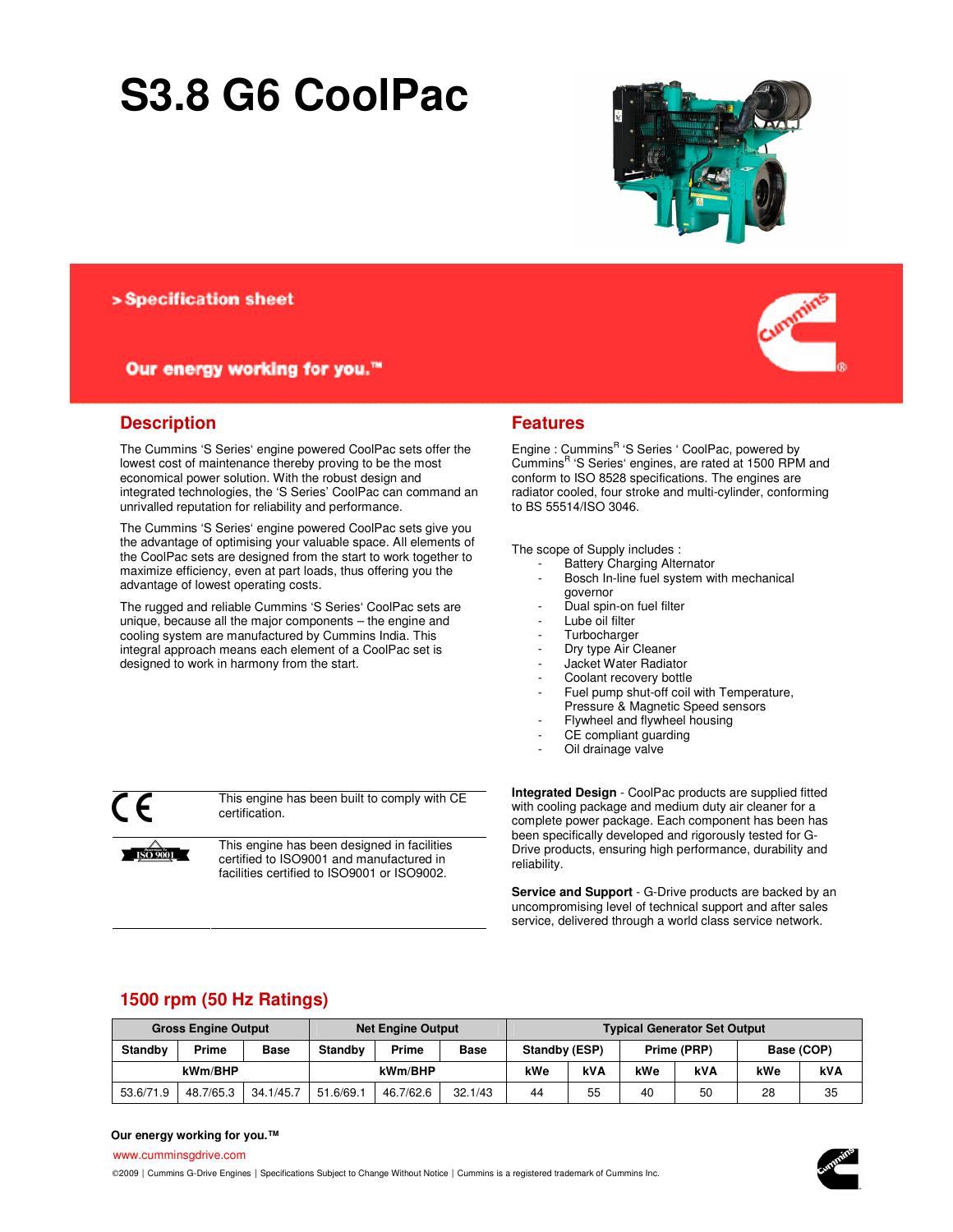# S3.8 G6 CoolPac

> Specification sheet

Our energy working for you.™

## Description

The Cummins 'S Series' engine powered CoolPac sets offer the lowest cost of maintenance thereby proving to be the most economical power solution. With the robust design and integrated technologies, the 'S Series' CoolPac can command an unrivalled reputation for reliability and performance.

The Cummins 'S Series' engine powered CoolPac sets give you the advantage of optimising your valuable space. All elements of the CoolPac sets are designed from the start to work together to maximize efficiency, even at part loads, thus offering you the advantage of lowest operating costs.

The rugged and reliable Cummins 'S Series' CoolPac sets are unique, because all the major components – the engine and cooling system are manufactured by Cummins India. This integral approach means each element of a CoolPac set is designed to work in harmony from the start.

| | |
|---|---|
| CE | This engine has been built to comply with CE certification. |
| ISO 9001 | This engine has been designed in facilities certified to ISO9001 and manufactured in facilities certified to ISO9001 or ISO9002. |

## Features

Engine : Cummins[R] 'S Series ' CoolPac, powered by Cummins[R] 'S Series' engines, are rated at 1500 RPM and conform to ISO 8528 specifications. The engines are radiator cooled, four stroke and multi-cylinder, conforming to BS 55514/ISO 3046.

The scope of Supply includes :

- Battery Charging Alternator
- Bosch In-line fuel system with mechanical governor
- Dual spin-on fuel filter
- Lube oil filter
- Turbocharger
- Dry type Air Cleaner
- Jacket Water Radiator
- Coolant recovery bottle
- Fuel pump shut-off coil with Temperature, Pressure & Magnetic Speed sensors
- Flywheel and flywheel housing
- CE compliant guarding
- Oil drainage valve

**Integrated Design** - CoolPac products are supplied fitted with cooling package and medium duty air cleaner for a complete power package. Each component has been has been specifically developed and rigorously tested for G-Drive products, ensuring high performance, durability and reliability.

**Service and Support** - G-Drive products are backed by an uncompromising level of technical support and after sales service, delivered through a world class service network.

## 1500 rpm (50 Hz Ratings)

| Gross Engine Output | | | Net Engine Output | | | Typical Generator Set Output | | | | | |
|---|---|---|---|---|---|---|---|---|---|---|---|
| Standby | Prime | Base | Standby | Prime | Base | Standby (ESP) | | Prime (PRP) | | Base (COP) | |
| kWm/BHP | | | kWm/BHP | | | kWe | kVA | kWe | kVA | kWe | kVA |
| 53.6/71.9 | 48.7/65.3 | 34.1/45.7 | 51.6/69.1 | 46.7/62.6 | 32.1/43 | 44 | 55 | 40 | 50 | 28 | 35 |

**Our energy working for you.™**

www.cumminsgdrive.com

©2009 | Cummins G-Drive Engines | Specifications Subject to Change Without Notice | Cummins is a registered trademark of Cummins Inc.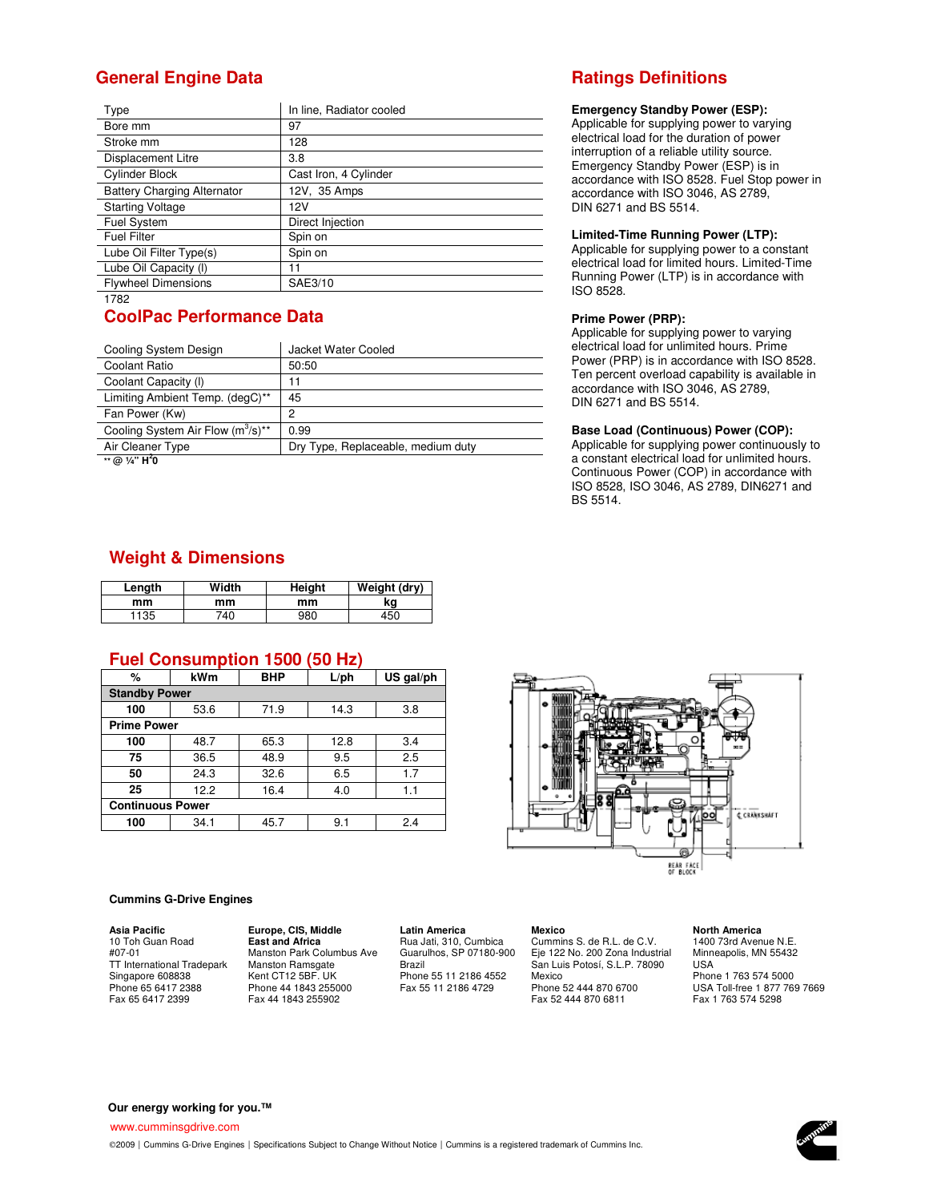## General Engine Data

| | |
|---|---|
| Type | In line, Radiator cooled |
| Bore mm | 97 |
| Stroke mm | 128 |
| Displacement Litre | 3.8 |
| Cylinder Block | Cast Iron, 4 Cylinder |
| Battery Charging Alternator | 12V, 35 Amps |
| Starting Voltage | 12V |
| Fuel System | Direct Injection |
| Fuel Filter | Spin on |
| Lube Oil Filter Type(s) | Spin on |
| Lube Oil Capacity (l) | 11 |
| Flywheel Dimensions | SAE3/10 |

1782

## CoolPac Performance Data

| | |
|---|---|
| Cooling System Design | Jacket Water Cooled |
| Coolant Ratio | 50:50 |
| Coolant Capacity (l) | 11 |
| Limiting Ambient Temp. (degC)** | 45 |
| Fan Power (Kw) | 2 |
| Cooling System Air Flow ($m^3$/s)** | 0.99 |
| Air Cleaner Type | Dry Type, Replaceable, medium duty |

** @ ¼" $H_20$

## Ratings Definitions

**Emergency Standby Power (ESP):**
Applicable for supplying power to varying electrical load for the duration of power interruption of a reliable utility source. Emergency Standby Power (ESP) is in accordance with ISO 8528. Fuel Stop power in accordance with ISO 3046, AS 2789, DIN 6271 and BS 5514.

**Limited-Time Running Power (LTP):**
Applicable for supplying power to a constant electrical load for limited hours. Limited-Time Running Power (LTP) is in accordance with ISO 8528.

**Prime Power (PRP):**
Applicable for supplying power to varying electrical load for unlimited hours. Prime Power (PRP) is in accordance with ISO 8528. Ten percent overload capability is available in accordance with ISO 3046, AS 2789, DIN 6271 and BS 5514.

**Base Load (Continuous) Power (COP):**
Applicable for supplying power continuously to a constant electrical load for unlimited hours. Continuous Power (COP) in accordance with ISO 8528, ISO 3046, AS 2789, DIN6271 and BS 5514.

## Weight & Dimensions

| Length mm | Width mm | Height mm | Weight (dry) kg |
|---|---|---|---|
| 1135 | 740 | 980 | 450 |

## Fuel Consumption 1500 (50 Hz)

| % | kWm | BHP | L/ph | US gal/ph |
|---|---|---|---|---|
| **Standby Power** | | | | |
| 100 | 53.6 | 71.9 | 14.3 | 3.8 |
| **Prime Power** | | | | |
| 100 | 48.7 | 65.3 | 12.8 | 3.4 |
| 75 | 36.5 | 48.9 | 9.5 | 2.5 |
| 50 | 24.3 | 32.6 | 6.5 | 1.7 |
| 25 | 12.2 | 16.4 | 4.0 | 1.1 |
| **Continuous Power** | | | | |
| 100 | 34.1 | 45.7 | 9.1 | 2.4 |

CRANKSHAFT

REAR FACE OF BLOCK

**Cummins G-Drive Engines**

**Asia Pacific**
10 Toh Guan Road
#07-01
TT International Tradepark
Singapore 608838
Phone 65 6417 2388
Fax 65 6417 2399

**Europe, CIS, Middle East and Africa**
Manston Park Columbus Ave
Manston Ramsgate
Kent CT12 5BF. UK
Phone 44 1843 255000
Fax 44 1843 255902

**Latin America**
Rua Jati, 310, Cumbica
Guarulhos, SP 07180-900
Brazil
Phone 55 11 2186 4552
Fax 55 11 2186 4729

**Mexico**
Cummins S. de R.L. de C.V.
Eje 122 No. 200 Zona Industrial
San Luis Potosí, S.L.P. 78090
Mexico
Phone 52 444 870 6700
Fax 52 444 870 6811

**North America**
1400 73rd Avenue N.E.
Minneapolis, MN 55432
USA
Phone 1 763 574 5000
USA Toll-free 1 877 769 7669
Fax 1 763 574 5298

**Our energy working for you.™**

www.cumminsgdrive.com

©2009 | Cummins G-Drive Engines | Specifications Subject to Change Without Notice | Cummins is a registered trademark of Cummins Inc.